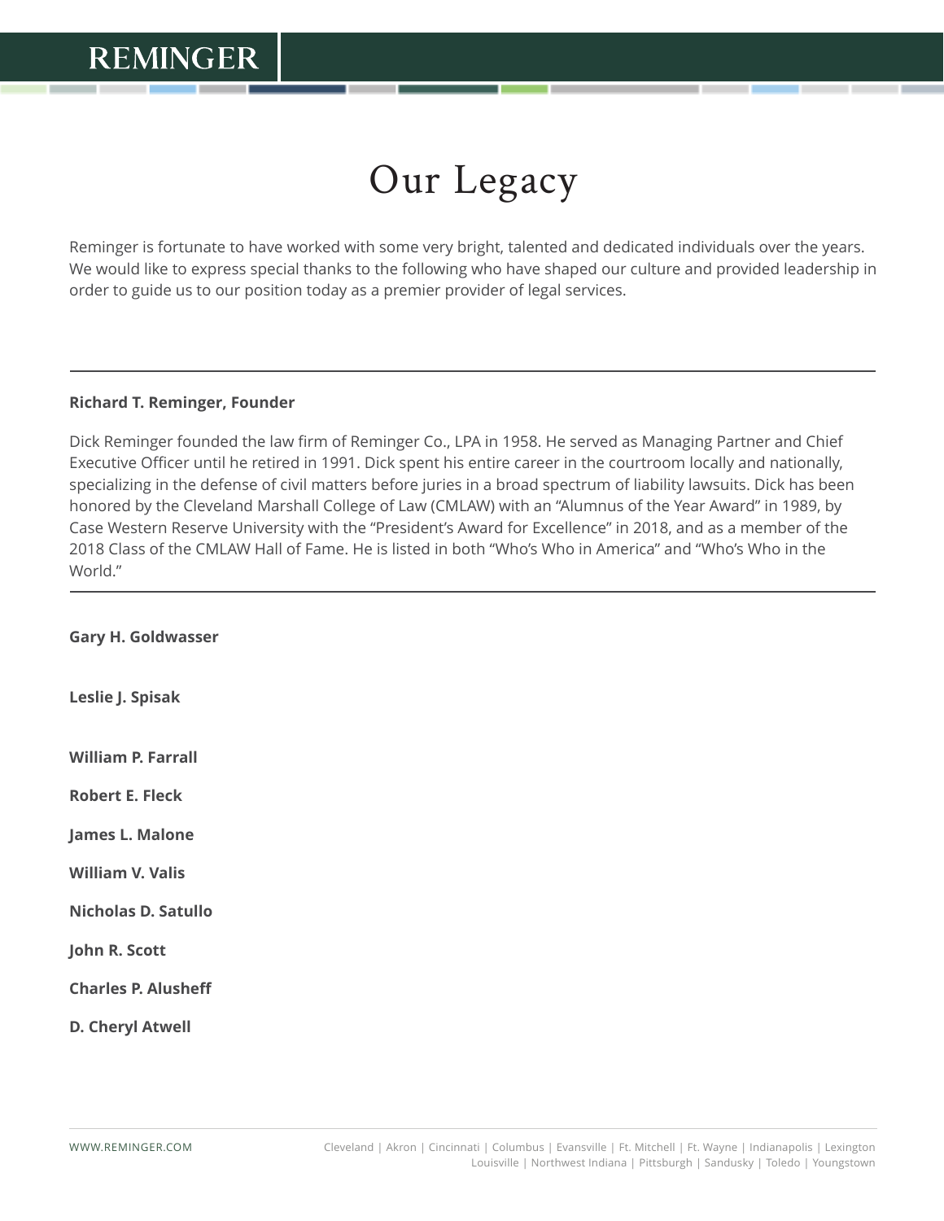# Our Legacy

Reminger is fortunate to have worked with some very bright, talented and dedicated individuals over the years. We would like to express special thanks to the following who have shaped our culture and provided leadership in order to guide us to our position today as a premier provider of legal services.

---

**Richard T. Reminger, Founder**

Dick Reminger founded the law firm of Reminger Co., LPA in 1958. He served as Managing Partner and Chief Executive Officer until he retired in 1991. Dick spent his entire career in the courtroom locally and nationally, specializing in the defense of civil matters before juries in a broad spectrum of liability lawsuits. Dick has been honored by the Cleveland Marshall College of Law (CMLAW) with an "Alumnus of the Year Award" in 1989, by Case Western Reserve University with the "President's Award for Excellence" in 2018, and as a member of the 2018 Class of the CMLAW Hall of Fame. He is listed in both "Who's Who in America" and "Who's Who in the World."

---

**Gary H. Goldwasser**

**Leslie J. Spisak**

**William P. Farrall**

**Robert E. Fleck**

**James L. Malone**

**William V. Valis**

**Nicholas D. Satullo**

**John R. Scott**

**Charles P. Alusheff**

**D. Cheryl Atwell**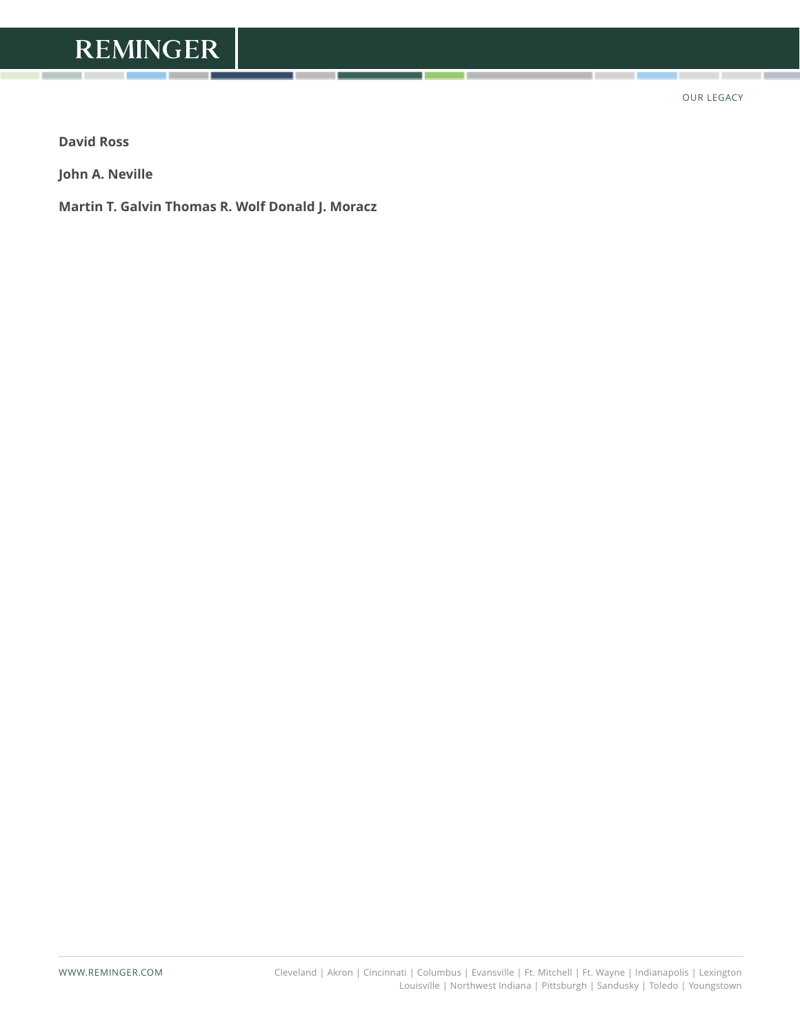**David Ross**

**John A. Neville**

**Martin T. Galvin Thomas R. Wolf Donald J. Moracz**